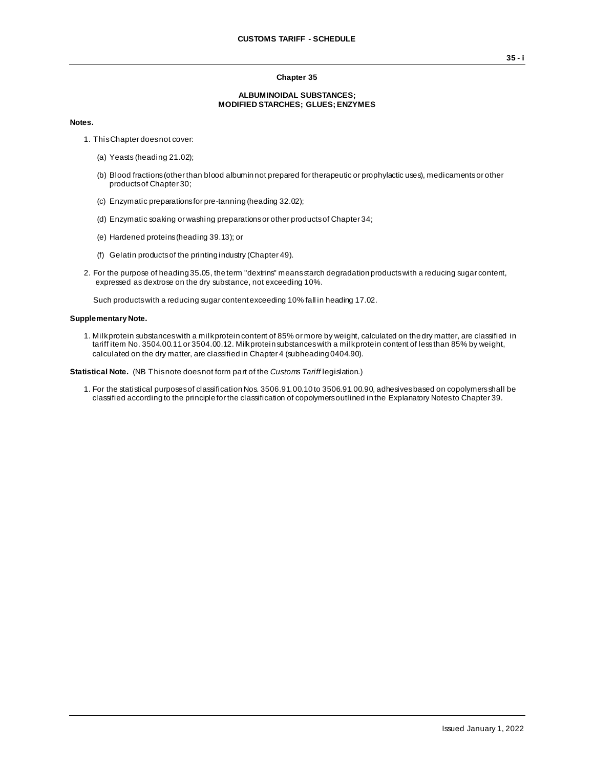# Chapter 35

## ALBUMINOIDAL SUBSTANCES; MODIFIED STARCHES; GLUES; ENZYMES

**Notes.**

1. This Chapter does not cover:

   (a) Yeasts (heading 21.02);

   (b) Blood fractions (other than blood albumin not prepared for therapeutic or prophylactic uses), medicaments or other products of Chapter 30;

   (c) Enzymatic preparations for pre-tanning (heading 32.02);

   (d) Enzymatic soaking or washing preparations or other products of Chapter 34;

   (e) Hardened proteins (heading 39.13); or

   (f) Gelatin products of the printing industry (Chapter 49).

2. For the purpose of heading 35.05, the term "dextrins" means starch degradation products with a reducing sugar content, expressed as dextrose on the dry substance, not exceeding 10%.

   Such products with a reducing sugar content exceeding 10% fall in heading 17.02.

**Supplementary Note.**

1. Milk protein substances with a milk protein content of 85% or more by weight, calculated on the dry matter, are classified in tariff item No. 3504.00.11 or 3504.00.12. Milk protein substances with a milk protein content of less than 85% by weight, calculated on the dry matter, are classified in Chapter 4 (subheading 0404.90).

**Statistical Note.** (NB This note does not form part of the *Customs Tariff* legislation.)

1. For the statistical purposes of classification Nos. 3506.91.00.10 to 3506.91.00.90, adhesives based on copolymers shall be classified according to the principle for the classification of copolymers outlined in the Explanatory Notes to Chapter 39.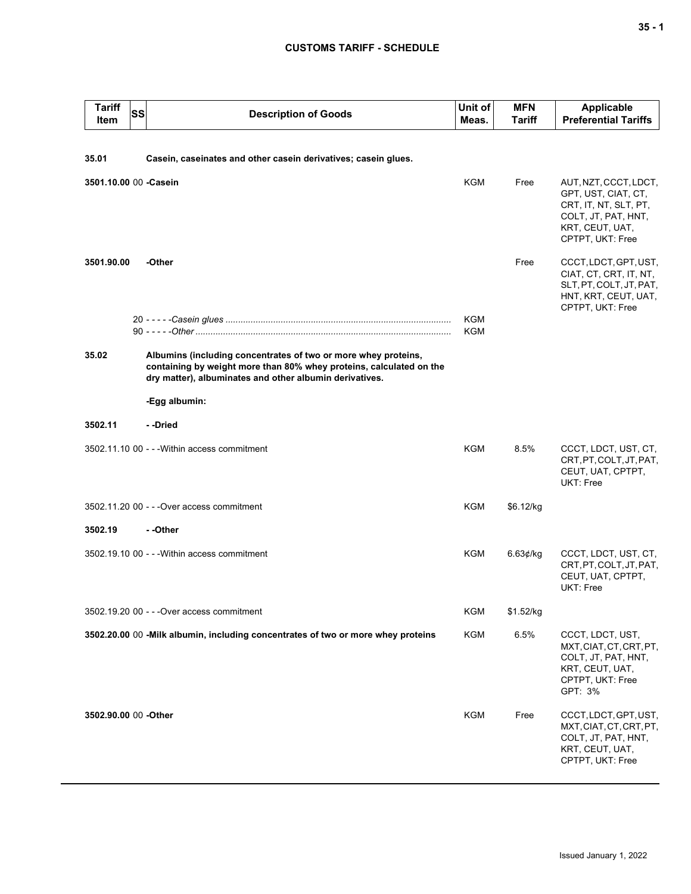## CUSTOMS TARIFF - SCHEDULE

| Tariff Item | SS | Description of Goods | Unit of Meas. | MFN Tariff | Applicable Preferential Tariffs |
|---|---|---|---|---|---|
| **35.01** | | **Casein, caseinates and other casein derivatives; casein glues.** | | | |
| **3501.10.00** | 00 | **-Casein** | KGM | Free | AUT, NZT, CCCT, LDCT, GPT, UST, CIAT, CT, CRT, IT, NT, SLT, PT, COLT, JT, PAT, HNT, KRT, CEUT, UAT, CPTPT, UKT: Free |
| **3501.90.00** | | **-Other** | | Free | CCCT, LDCT, GPT, UST, CIAT, CT, CRT, IT, NT, SLT, PT, COLT, JT, PAT, HNT, KRT, CEUT, UAT, CPTPT, UKT: Free |
| | 20 | - - - - -*Casein glues* | KGM | | |
| | 90 | - - - - -*Other* | KGM | | |
| **35.02** | | **Albumins (including concentrates of two or more whey proteins, containing by weight more than 80% whey proteins, calculated on the dry matter), albuminates and other albumin derivatives.** | | | |
| | | **-Egg albumin:** | | | |
| **3502.11** | | **- -Dried** | | | |
| 3502.11.10 | 00 | - - -Within access commitment | KGM | 8.5% | CCCT, LDCT, UST, CT, CRT, PT, COLT, JT, PAT, CEUT, UAT, CPTPT, UKT: Free |
| 3502.11.20 | 00 | - - -Over access commitment | KGM | $6.12/kg | |
| **3502.19** | | **- -Other** | | | |
| 3502.19.10 | 00 | - - -Within access commitment | KGM | 6.63¢/kg | CCCT, LDCT, UST, CT, CRT, PT, COLT, JT, PAT, CEUT, UAT, CPTPT, UKT: Free |
| 3502.19.20 | 00 | - - -Over access commitment | KGM | $1.52/kg | |
| **3502.20.00** | 00 | **-Milk albumin, including concentrates of two or more whey proteins** | KGM | 6.5% | CCCT, LDCT, UST, MXT, CIAT, CT, CRT, PT, COLT, JT, PAT, HNT, KRT, CEUT, UAT, CPTPT, UKT: Free<br>GPT: 3% |
| **3502.90.00** | 00 | **-Other** | KGM | Free | CCCT, LDCT, GPT, UST, MXT, CIAT, CT, CRT, PT, COLT, JT, PAT, HNT, KRT, CEUT, UAT, CPTPT, UKT: Free |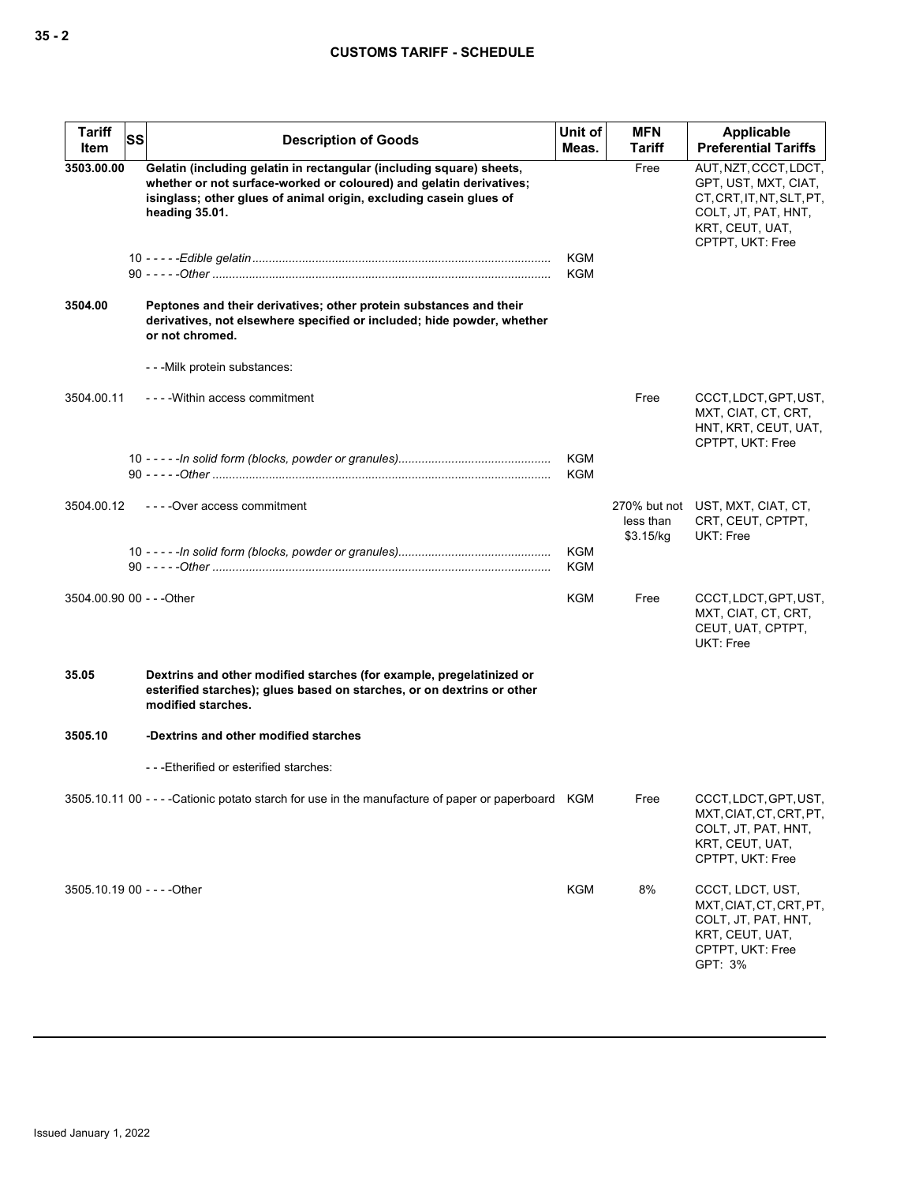| Tariff Item | SS | Description of Goods | Unit of Meas. | MFN Tariff | Applicable Preferential Tariffs |
|---|---|---|---|---|---|
| **3503.00.00** | | **Gelatin (including gelatin in rectangular (including square) sheets, whether or not surface-worked or coloured) and gelatin derivatives; isinglass; other glues of animal origin, excluding casein glues of heading 35.01.** | | Free | AUT, NZT, CCCT, LDCT, GPT, UST, MXT, CIAT, CT, CRT, IT, NT, SLT, PT, COLT, JT, PAT, HNT, KRT, CEUT, UAT, CPTPT, UKT: Free |
| | 10 | - - - - -*Edible gelatin* | KGM | | |
| | 90 | - - - - -*Other* | KGM | | |
| **3504.00** | | **Peptones and their derivatives; other protein substances and their derivatives, not elsewhere specified or included; hide powder, whether or not chromed.** | | | |
| | | - - -Milk protein substances: | | | |
| 3504.00.11 | | - - - -Within access commitment | | Free | CCCT, LDCT, GPT, UST, MXT, CIAT, CT, CRT, HNT, KRT, CEUT, UAT, CPTPT, UKT: Free |
| | 10 | - - - - -*In solid form (blocks, powder or granules)* | KGM | | |
| | 90 | - - - - -*Other* | KGM | | |
| 3504.00.12 | | - - - -Over access commitment | | 270% but not less than $3.15/kg | UST, MXT, CIAT, CT, CRT, CEUT, CPTPT, UKT: Free |
| | 10 | - - - - -*In solid form (blocks, powder or granules)* | KGM | | |
| | 90 | - - - - -*Other* | KGM | | |
| 3504.00.90 | 00 | - - -Other | KGM | Free | CCCT, LDCT, GPT, UST, MXT, CIAT, CT, CRT, CEUT, UAT, CPTPT, UKT: Free |
| **35.05** | | **Dextrins and other modified starches (for example, pregelatinized or esterified starches); glues based on starches, or on dextrins or other modified starches.** | | | |
| **3505.10** | | **-Dextrins and other modified starches** | | | |
| | | - - -Etherified or esterified starches: | | | |
| 3505.10.11 | 00 | - - - -Cationic potato starch for use in the manufacture of paper or paperboard | KGM | Free | CCCT, LDCT, GPT, UST, MXT, CIAT, CT, CRT, PT, COLT, JT, PAT, HNT, KRT, CEUT, UAT, CPTPT, UKT: Free |
| 3505.10.19 | 00 | - - - -Other | KGM | 8% | CCCT, LDCT, UST, MXT, CIAT, CT, CRT, PT, COLT, JT, PAT, HNT, KRT, CEUT, UAT, CPTPT, UKT: Free<br>GPT: 3% |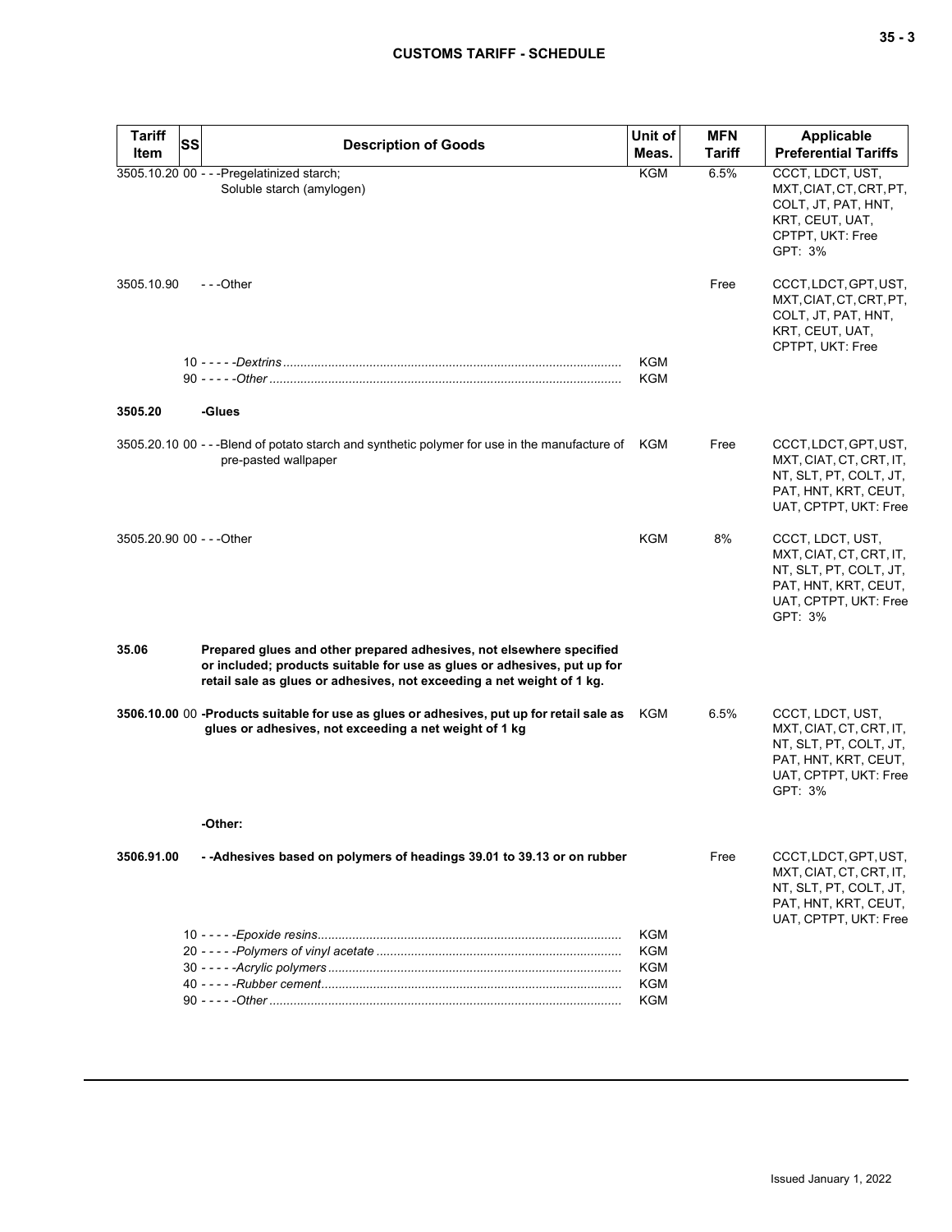| Tariff Item | SS | Description of Goods | Unit of Meas. | MFN Tariff | Applicable Preferential Tariffs |
|---|---|---|---|---|---|
| 3505.10.20 | 00 | - - -Pregelatinized starch;<br>Soluble starch (amylogen) | KGM | 6.5% | CCCT, LDCT, UST, MXT, CIAT, CT, CRT, PT, COLT, JT, PAT, HNT, KRT, CEUT, UAT, CPTPT, UKT: Free<br>GPT: 3% |
| 3505.10.90 | | - - -Other | | Free | CCCT, LDCT, GPT, UST, MXT, CIAT, CT, CRT, PT, COLT, JT, PAT, HNT, KRT, CEUT, UAT, CPTPT, UKT: Free |
| | 10 | - - - - -*Dextrins* | KGM | | |
| | 90 | - - - - -*Other* | KGM | | |
| **3505.20** | | **-Glues** | | | |
| 3505.20.10 | 00 | - - -Blend of potato starch and synthetic polymer for use in the manufacture of pre-pasted wallpaper | KGM | Free | CCCT, LDCT, GPT, UST, MXT, CIAT, CT, CRT, IT, NT, SLT, PT, COLT, JT, PAT, HNT, KRT, CEUT, UAT, CPTPT, UKT: Free |
| 3505.20.90 | 00 | - - -Other | KGM | 8% | CCCT, LDCT, UST, MXT, CIAT, CT, CRT, IT, NT, SLT, PT, COLT, JT, PAT, HNT, KRT, CEUT, UAT, CPTPT, UKT: Free<br>GPT: 3% |
| **35.06** | | **Prepared glues and other prepared adhesives, not elsewhere specified or included; products suitable for use as glues or adhesives, put up for retail sale as glues or adhesives, not exceeding a net weight of 1 kg.** | | | |
| **3506.10.00** | 00 | **-Products suitable for use as glues or adhesives, put up for retail sale as glues or adhesives, not exceeding a net weight of 1 kg** | KGM | 6.5% | CCCT, LDCT, UST, MXT, CIAT, CT, CRT, IT, NT, SLT, PT, COLT, JT, PAT, HNT, KRT, CEUT, UAT, CPTPT, UKT: Free<br>GPT: 3% |
| | | **-Other:** | | | |
| **3506.91.00** | | **- -Adhesives based on polymers of headings 39.01 to 39.13 or on rubber** | | Free | CCCT, LDCT, GPT, UST, MXT, CIAT, CT, CRT, IT, NT, SLT, PT, COLT, JT, PAT, HNT, KRT, CEUT, UAT, CPTPT, UKT: Free |
| | 10 | - - - - -*Epoxide resins* | KGM | | |
| | 20 | - - - - -*Polymers of vinyl acetate* | KGM | | |
| | 30 | - - - - -*Acrylic polymers* | KGM | | |
| | 40 | - - - - -*Rubber cement* | KGM | | |
| | 90 | - - - - -*Other* | KGM | | |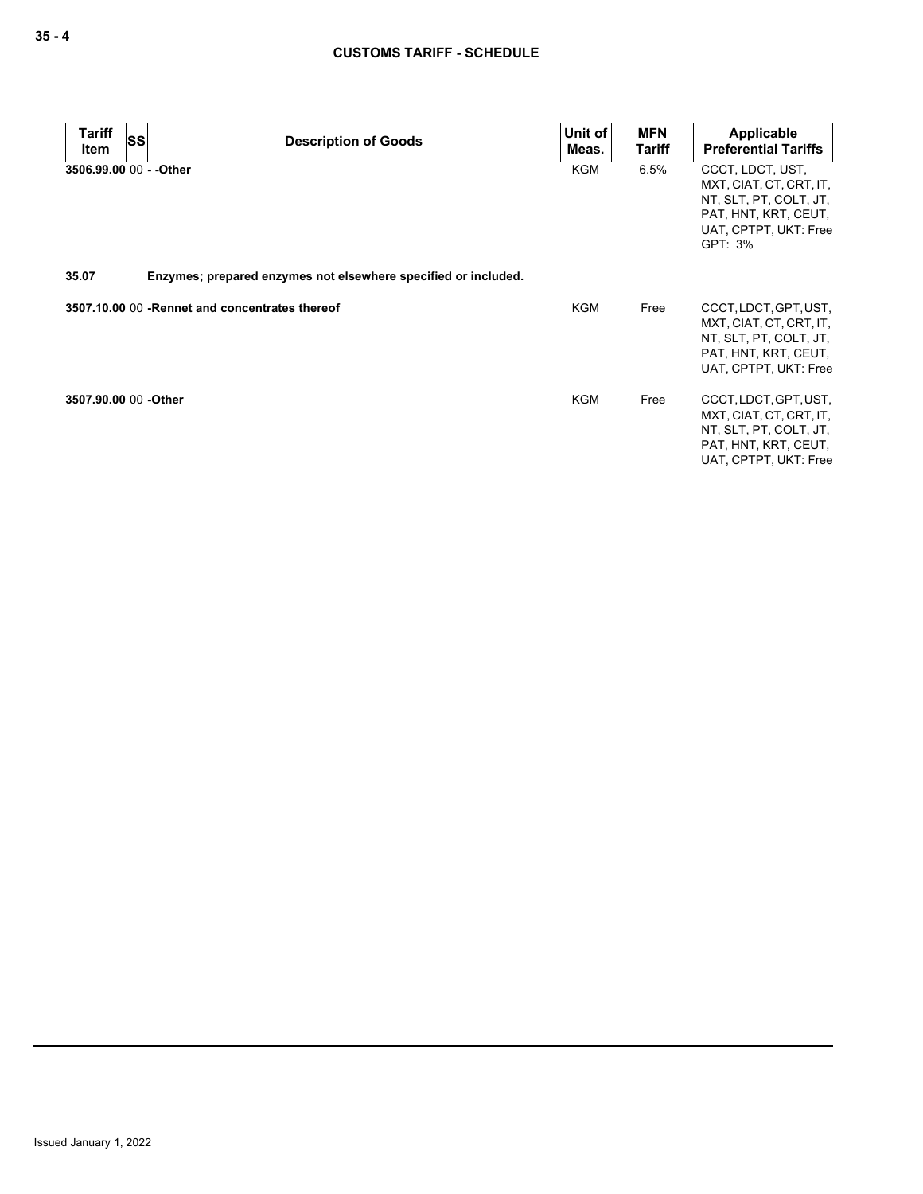| Tariff Item | SS | Description of Goods | Unit of Meas. | MFN Tariff | Applicable Preferential Tariffs |
|---|---|---|---|---|---|
| 3506.99.00 | 00 | - -Other | KGM | 6.5% | CCCT, LDCT, UST, MXT, CIAT, CT, CRT, IT, NT, SLT, PT, COLT, JT, PAT, HNT, KRT, CEUT, UAT, CPTPT, UKT: Free GPT: 3% |
| 35.07 | | Enzymes; prepared enzymes not elsewhere specified or included. | | | |
| 3507.10.00 | 00 | -Rennet and concentrates thereof | KGM | Free | CCCT, LDCT, GPT, UST, MXT, CIAT, CT, CRT, IT, NT, SLT, PT, COLT, JT, PAT, HNT, KRT, CEUT, UAT, CPTPT, UKT: Free |
| 3507.90.00 | 00 | -Other | KGM | Free | CCCT, LDCT, GPT, UST, MXT, CIAT, CT, CRT, IT, NT, SLT, PT, COLT, JT, PAT, HNT, KRT, CEUT, UAT, CPTPT, UKT: Free |